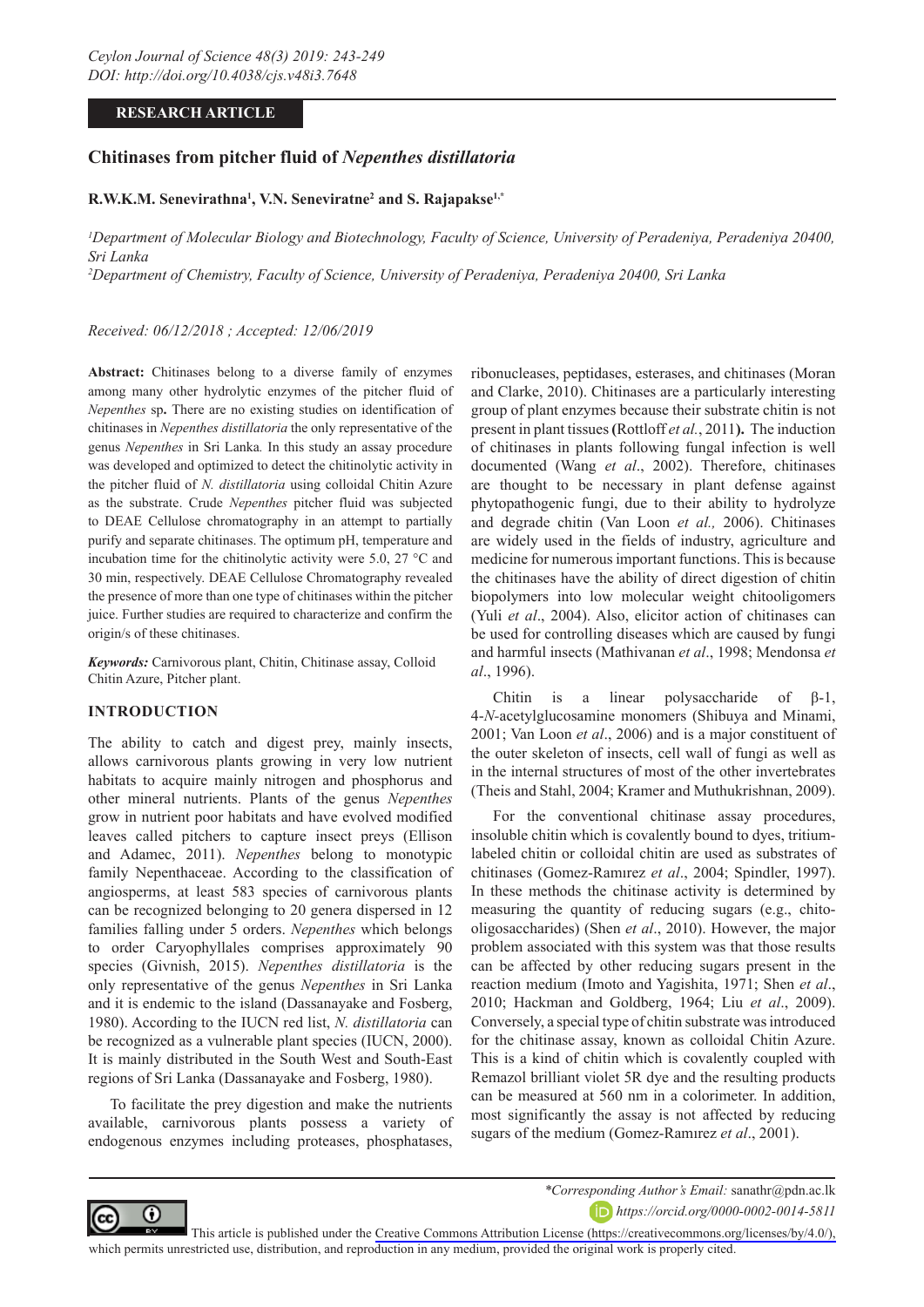RESEARCH ARTICLE

# Chitinases from pitcher fluid of *Nepenthes distillatoria*

**R.W.K.M. Senevirathna[1], V.N. Seneviratne[2] and S. Rajapakse[1,*]**

[1]*Department of Molecular Biology and Biotechnology, Faculty of Science, University of Peradeniya, Peradeniya 20400, Sri Lanka*

[2]*Department of Chemistry, Faculty of Science, University of Peradeniya, Peradeniya 20400, Sri Lanka*

*Received: 06/12/2018 ; Accepted: 12/06/2019*

**Abstract:** Chitinases belong to a diverse family of enzymes among many other hydrolytic enzymes of the pitcher fluid of *Nepenthes* sp**.** There are no existing studies on identification of chitinases in *Nepenthes distillatoria* the only representative of the genus *Nepenthes* in Sri Lanka*.* In this study an assay procedure was developed and optimized to detect the chitinolytic activity in the pitcher fluid of *N. distillatoria* using colloidal Chitin Azure as the substrate. Crude *Nepenthes* pitcher fluid was subjected to DEAE Cellulose chromatography in an attempt to partially purify and separate chitinases. The optimum pH, temperature and incubation time for the chitinolytic activity were 5.0, 27 °C and 30 min, respectively. DEAE Cellulose Chromatography revealed the presence of more than one type of chitinases within the pitcher juice. Further studies are required to characterize and confirm the origin/s of these chitinases.

***Keywords:*** Carnivorous plant, Chitin, Chitinase assay, Colloid Chitin Azure, Pitcher plant.

## INTRODUCTION

The ability to catch and digest prey, mainly insects, allows carnivorous plants growing in very low nutrient habitats to acquire mainly nitrogen and phosphorus and other mineral nutrients. Plants of the genus *Nepenthes* grow in nutrient poor habitats and have evolved modified leaves called pitchers to capture insect preys (Ellison and Adamec, 2011). *Nepenthes* belong to monotypic family Nepenthaceae. According to the classification of angiosperms, at least 583 species of carnivorous plants can be recognized belonging to 20 genera dispersed in 12 families falling under 5 orders. *Nepenthes* which belongs to order Caryophyllales comprises approximately 90 species (Givnish, 2015). *Nepenthes distillatoria* is the only representative of the genus *Nepenthes* in Sri Lanka and it is endemic to the island (Dassanayake and Fosberg, 1980). According to the IUCN red list, *N. distillatoria* can be recognized as a vulnerable plant species (IUCN, 2000). It is mainly distributed in the South West and South-East regions of Sri Lanka (Dassanayake and Fosberg, 1980).

To facilitate the prey digestion and make the nutrients available, carnivorous plants possess a variety of endogenous enzymes including proteases, phosphatases, ribonucleases, peptidases, esterases, and chitinases (Moran and Clarke, 2010). Chitinases are a particularly interesting group of plant enzymes because their substrate chitin is not present in plant tissues **(**Rottloff *et al.*, 2011**).** The induction of chitinases in plants following fungal infection is well documented (Wang *et al*., 2002). Therefore, chitinases are thought to be necessary in plant defense against phytopathogenic fungi, due to their ability to hydrolyze and degrade chitin (Van Loon *et al.,* 2006). Chitinases are widely used in the fields of industry, agriculture and medicine for numerous important functions. This is because the chitinases have the ability of direct digestion of chitin biopolymers into low molecular weight chitooligomers (Yuli *et al*., 2004). Also, elicitor action of chitinases can be used for controlling diseases which are caused by fungi and harmful insects (Mathivanan *et al*., 1998; Mendonsa *et al*., 1996).

Chitin is a linear polysaccharide of β-1, 4-*N*-acetylglucosamine monomers (Shibuya and Minami, 2001; Van Loon *et al*., 2006) and is a major constituent of the outer skeleton of insects, cell wall of fungi as well as in the internal structures of most of the other invertebrates (Theis and Stahl, 2004; Kramer and Muthukrishnan, 2009).

For the conventional chitinase assay procedures, insoluble chitin which is covalently bound to dyes, tritium-labeled chitin or colloidal chitin are used as substrates of chitinases (Gomez-Ramırez *et al*., 2004; Spindler, 1997). In these methods the chitinase activity is determined by measuring the quantity of reducing sugars (e.g., chito-oligosaccharides) (Shen *et al*., 2010). However, the major problem associated with this system was that those results can be affected by other reducing sugars present in the reaction medium (Imoto and Yagishita, 1971; Shen *et al*., 2010; Hackman and Goldberg, 1964; Liu *et al*., 2009). Conversely, a special type of chitin substrate was introduced for the chitinase assay, known as colloidal Chitin Azure. This is a kind of chitin which is covalently coupled with Remazol brilliant violet 5R dye and the resulting products can be measured at 560 nm in a colorimeter. In addition, most significantly the assay is not affected by reducing sugars of the medium (Gomez-Ramırez *et al*., 2001).

*\*Corresponding Author's Email:* sanathr@pdn.ac.lk

*https://orcid.org/0000-0002-0014-5811*

This article is published under the Creative Commons Attribution License (https://creativecommons.org/licenses/by/4.0/), which permits unrestricted use, distribution, and reproduction in any medium, provided the original work is properly cited.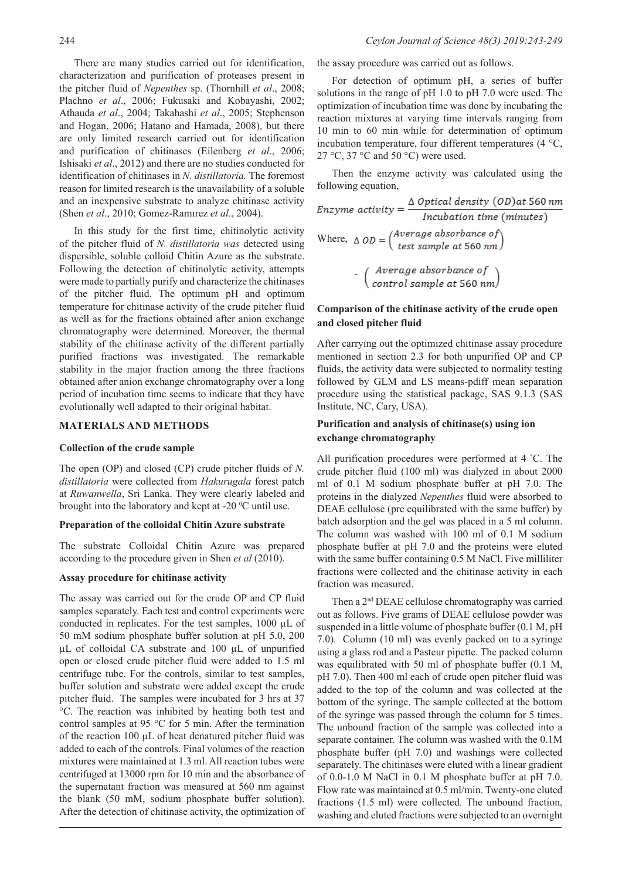There are many studies carried out for identification, characterization and purification of proteases present in the pitcher fluid of *Nepenthes* sp. (Thornhill *et al*., 2008; Plachno *et al*., 2006; Fukusaki and Kobayashi, 2002; Athauda *et al*., 2004; Takahashi *et al*., 2005; Stephenson and Hogan, 2006; Hatano and Hamada, 2008), but there are only limited research carried out for identification and purification of chitinases (Eilenberg *et al*., 2006; Ishisaki *et al*., 2012) and there are no studies conducted for identification of chitinases in *N. distillatoria.* The foremost reason for limited research is the unavailability of a soluble and an inexpensive substrate to analyze chitinase activity (Shen *et al*., 2010; Gomez-Ramırez *et al*., 2004).

In this study for the first time, chitinolytic activity of the pitcher fluid of *N. distillatoria was* detected using dispersible, soluble colloid Chitin Azure as the substrate. Following the detection of chitinolytic activity, attempts were made to partially purify and characterize the chitinases of the pitcher fluid. The optimum pH and optimum temperature for chitinase activity of the crude pitcher fluid as well as for the fractions obtained after anion exchange chromatography were determined. Moreover, the thermal stability of the chitinase activity of the different partially purified fractions was investigated. The remarkable stability in the major fraction among the three fractions obtained after anion exchange chromatography over a long period of incubation time seems to indicate that they have evolutionally well adapted to their original habitat.

## MATERIALS AND METHODS

### Collection of the crude sample

The open (OP) and closed (CP) crude pitcher fluids of *N. distillatoria* were collected from *Hakurugala* forest patch at *Ruwanwella*, Sri Lanka. They were clearly labeled and brought into the laboratory and kept at -20 $^0$C until use.

### Preparation of the colloidal Chitin Azure substrate

The substrate Colloidal Chitin Azure was prepared according to the procedure given in Shen *et al* (2010).

### Assay procedure for chitinase activity

The assay was carried out for the crude OP and CP fluid samples separately. Each test and control experiments were conducted in replicates. For the test samples, 1000 µL of 50 mM sodium phosphate buffer solution at pH 5.0, 200 µL of colloidal CA substrate and 100 µL of unpurified open or closed crude pitcher fluid were added to 1.5 ml centrifuge tube. For the controls, similar to test samples, buffer solution and substrate were added except the crude pitcher fluid. The samples were incubated for 3 hrs at 37 °C. The reaction was inhibited by heating both test and control samples at 95 °C for 5 min. After the termination of the reaction 100 µL of heat denatured pitcher fluid was added to each of the controls. Final volumes of the reaction mixtures were maintained at 1.3 ml. All reaction tubes were centrifuged at 13000 rpm for 10 min and the absorbance of the supernatant fraction was measured at 560 nm against the blank (50 mM, sodium phosphate buffer solution). After the detection of chitinase activity, the optimization of the assay procedure was carried out as follows.

For detection of optimum pH, a series of buffer solutions in the range of pH 1.0 to pH 7.0 were used. The optimization of incubation time was done by incubating the reaction mixtures at varying time intervals ranging from 10 min to 60 min while for determination of optimum incubation temperature, four different temperatures (4 °C, 27 °C, 37 °C and 50 °C) were used.

Then the enzyme activity was calculated using the following equation,

$$Enzyme\ activity = \frac{\Delta\ Optical\ density\ (OD) at\ 560\ nm}{Incubation\ time\ (minutes)}$$

Where, $\Delta\ OD = \left(\begin{matrix} Average\ absorbance\ of \\ test\ sample\ at\ 560\ nm \end{matrix}\right) - \left(\begin{matrix} Average\ absorbance\ of \\ control\ sample\ at\ 560\ nm \end{matrix}\right)$

### Comparison of the chitinase activity of the crude open and closed pitcher fluid

After carrying out the optimized chitinase assay procedure mentioned in section 2.3 for both unpurified OP and CP fluids, the activity data were subjected to normality testing followed by GLM and LS means-pdiff mean separation procedure using the statistical package, SAS 9.1.3 (SAS Institute, NC, Cary, USA).

### Purification and analysis of chitinase(s) using ion exchange chromatography

All purification procedures were performed at 4 ˚C. The crude pitcher fluid (100 ml) was dialyzed in about 2000 ml of 0.1 M sodium phosphate buffer at pH 7.0. The proteins in the dialyzed *Nepenthes* fluid were absorbed to DEAE cellulose (pre equilibrated with the same buffer) by batch adsorption and the gel was placed in a 5 ml column. The column was washed with 100 ml of 0.1 M sodium phosphate buffer at pH 7.0 and the proteins were eluted with the same buffer containing 0.5 M NaCl. Five milliliter fractions were collected and the chitinase activity in each fraction was measured.

Then a 2[nd] DEAE cellulose chromatography was carried out as follows. Five grams of DEAE cellulose powder was suspended in a little volume of phosphate buffer (0.1 M, pH 7.0). Column (10 ml) was evenly packed on to a syringe using a glass rod and a Pasteur pipette. The packed column was equilibrated with 50 ml of phosphate buffer (0.1 M, pH 7.0). Then 400 ml each of crude open pitcher fluid was added to the top of the column and was collected at the bottom of the syringe. The sample collected at the bottom of the syringe was passed through the column for 5 times. The unbound fraction of the sample was collected into a separate container. The column was washed with the 0.1M phosphate buffer (pH 7.0) and washings were collected separately. The chitinases were eluted with a linear gradient of 0.0-1.0 M NaCl in 0.1 M phosphate buffer at pH 7.0. Flow rate was maintained at 0.5 ml/min. Twenty-one eluted fractions (1.5 ml) were collected. The unbound fraction, washing and eluted fractions were subjected to an overnight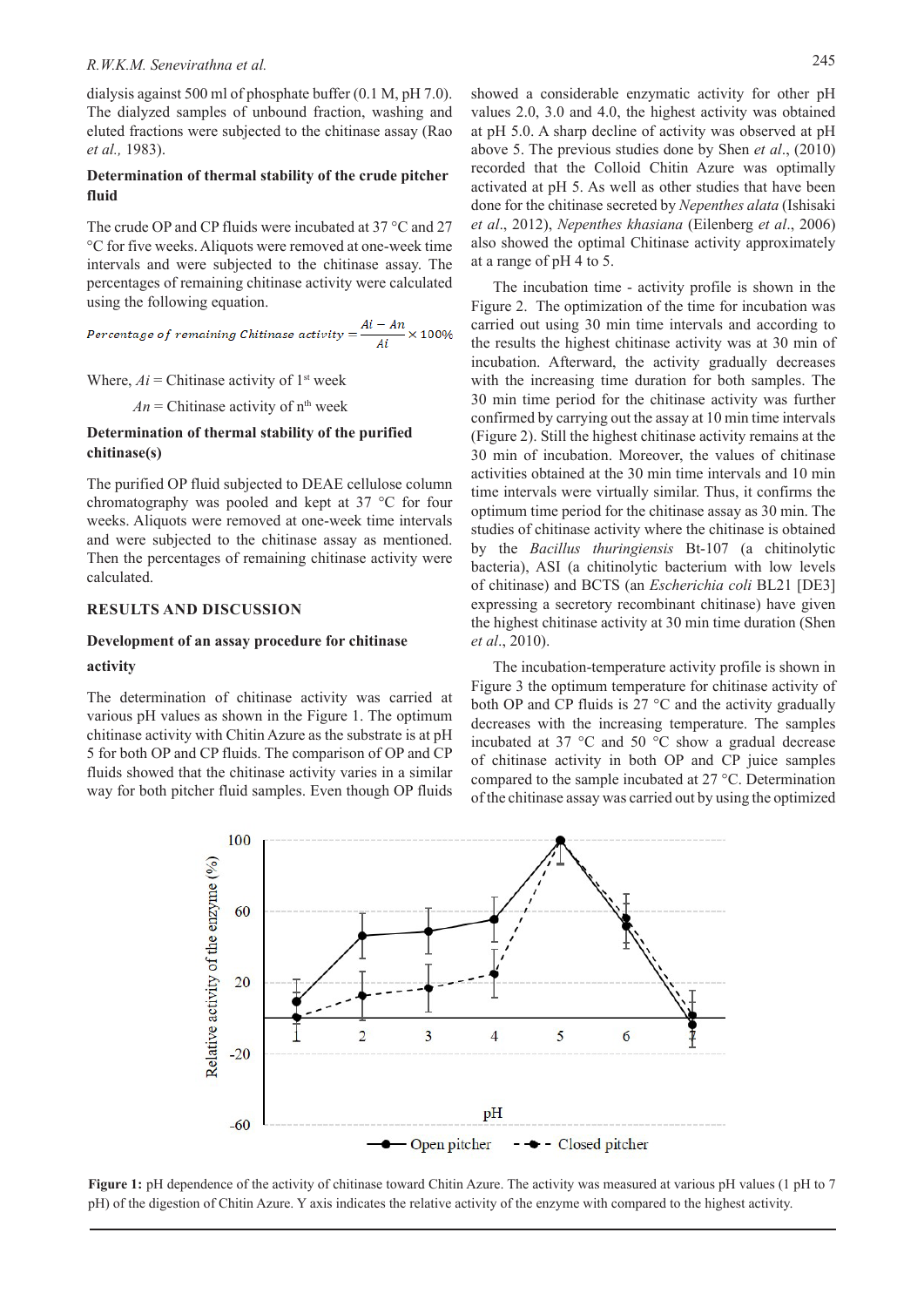dialysis against 500 ml of phosphate buffer (0.1 M, pH 7.0). The dialyzed samples of unbound fraction, washing and eluted fractions were subjected to the chitinase assay (Rao *et al.,* 1983).

**Determination of thermal stability of the crude pitcher fluid**

The crude OP and CP fluids were incubated at 37 °C and 27 °C for five weeks. Aliquots were removed at one-week time intervals and were subjected to the chitinase assay. The percentages of remaining chitinase activity were calculated using the following equation.

$$Percentage\ of\ remaining\ Chitinase\ activity = \frac{Ai - An}{Ai} \times 100\%$$

Where, $Ai$ = Chitinase activity of 1st week

$An$ = Chitinase activity of nth week

**Determination of thermal stability of the purified chitinase(s)**

The purified OP fluid subjected to DEAE cellulose column chromatography was pooled and kept at 37 °C for four weeks. Aliquots were removed at one-week time intervals and were subjected to the chitinase assay as mentioned. Then the percentages of remaining chitinase activity were calculated.

## RESULTS AND DISCUSSION

**Development of an assay procedure for chitinase activity**

The determination of chitinase activity was carried at various pH values as shown in the Figure 1. The optimum chitinase activity with Chitin Azure as the substrate is at pH 5 for both OP and CP fluids. The comparison of OP and CP fluids showed that the chitinase activity varies in a similar way for both pitcher fluid samples. Even though OP fluids showed a considerable enzymatic activity for other pH values 2.0, 3.0 and 4.0, the highest activity was obtained at pH 5.0. A sharp decline of activity was observed at pH above 5. The previous studies done by Shen *et al*., (2010) recorded that the Colloid Chitin Azure was optimally activated at pH 5. As well as other studies that have been done for the chitinase secreted by *Nepenthes alata* (Ishisaki *et al*., 2012), *Nepenthes khasiana* (Eilenberg *et al*., 2006) also showed the optimal Chitinase activity approximately at a range of pH 4 to 5.

The incubation time - activity profile is shown in the Figure 2. The optimization of the time for incubation was carried out using 30 min time intervals and according to the results the highest chitinase activity was at 30 min of incubation. Afterward, the activity gradually decreases with the increasing time duration for both samples. The 30 min time period for the chitinase activity was further confirmed by carrying out the assay at 10 min time intervals (Figure 2). Still the highest chitinase activity remains at the 30 min of incubation. Moreover, the values of chitinase activities obtained at the 30 min time intervals and 10 min time intervals were virtually similar. Thus, it confirms the optimum time period for the chitinase assay as 30 min. The studies of chitinase activity where the chitinase is obtained by the *Bacillus thuringiensis* Bt-107 (a chitinolytic bacteria), ASI (a chitinolytic bacterium with low levels of chitinase) and BCTS (an *Escherichia coli* BL21 [DE3] expressing a secretory recombinant chitinase) have given the highest chitinase activity at 30 min time duration (Shen *et al*., 2010).

The incubation-temperature activity profile is shown in Figure 3 the optimum temperature for chitinase activity of both OP and CP fluids is 27 °C and the activity gradually decreases with the increasing temperature. The samples incubated at 37 °C and 50 °C show a gradual decrease of chitinase activity in both OP and CP juice samples compared to the sample incubated at 27 °C. Determination of the chitinase assay was carried out by using the optimized

**Figure 1:** pH dependence of the activity of chitinase toward Chitin Azure. The activity was measured at various pH values (1 pH to 7 pH) of the digestion of Chitin Azure. Y axis indicates the relative activity of the enzyme with compared to the highest activity.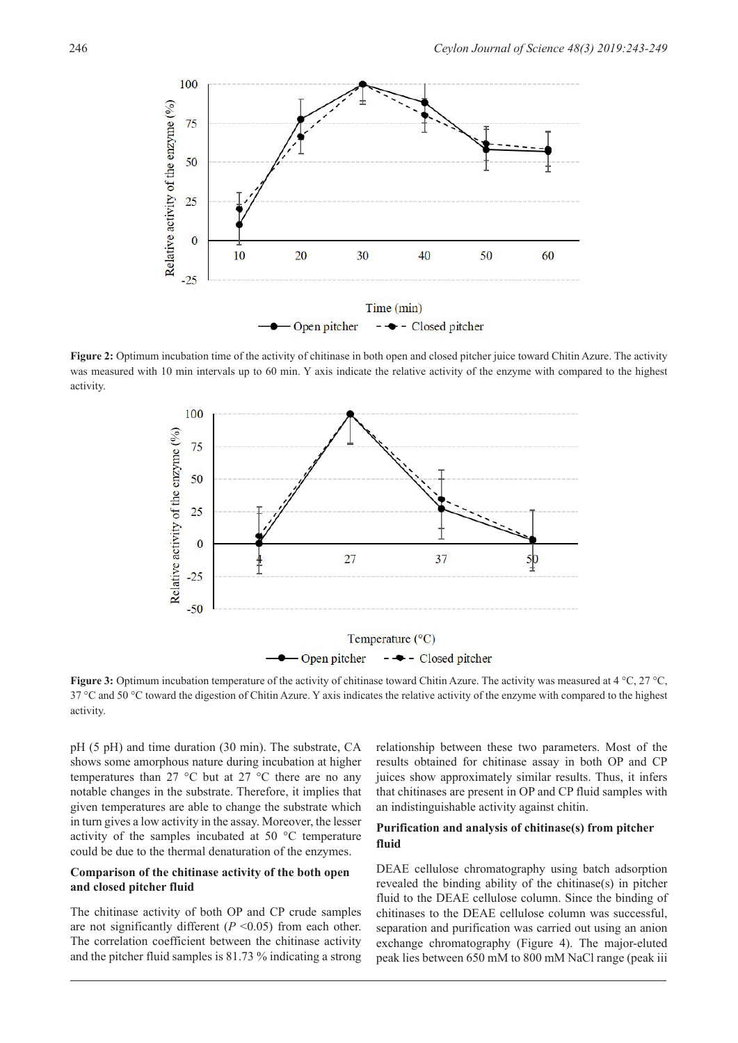**Figure 2:** Optimum incubation time of the activity of chitinase in both open and closed pitcher juice toward Chitin Azure. The activity was measured with 10 min intervals up to 60 min. Y axis indicate the relative activity of the enzyme with compared to the highest activity.

**Figure 3:** Optimum incubation temperature of the activity of chitinase toward Chitin Azure. The activity was measured at 4 °C, 27 °C, 37 °C and 50 °C toward the digestion of Chitin Azure. Y axis indicates the relative activity of the enzyme with compared to the highest activity.

pH (5 pH) and time duration (30 min). The substrate, CA shows some amorphous nature during incubation at higher temperatures than 27 °C but at 27 °C there are no any notable changes in the substrate. Therefore, it implies that given temperatures are able to change the substrate which in turn gives a low activity in the assay. Moreover, the lesser activity of the samples incubated at 50 °C temperature could be due to the thermal denaturation of the enzymes.

### Comparison of the chitinase activity of the both open and closed pitcher fluid

The chitinase activity of both OP and CP crude samples are not significantly different ($P < 0.05$) from each other. The correlation coefficient between the chitinase activity and the pitcher fluid samples is 81.73 % indicating a strong relationship between these two parameters. Most of the results obtained for chitinase assay in both OP and CP juices show approximately similar results. Thus, it infers that chitinases are present in OP and CP fluid samples with an indistinguishable activity against chitin.

### Purification and analysis of chitinase(s) from pitcher fluid

DEAE cellulose chromatography using batch adsorption revealed the binding ability of the chitinase(s) in pitcher fluid to the DEAE cellulose column. Since the binding of chitinases to the DEAE cellulose column was successful, separation and purification was carried out using an anion exchange chromatography (Figure 4). The major-eluted peak lies between 650 mM to 800 mM NaCl range (peak iii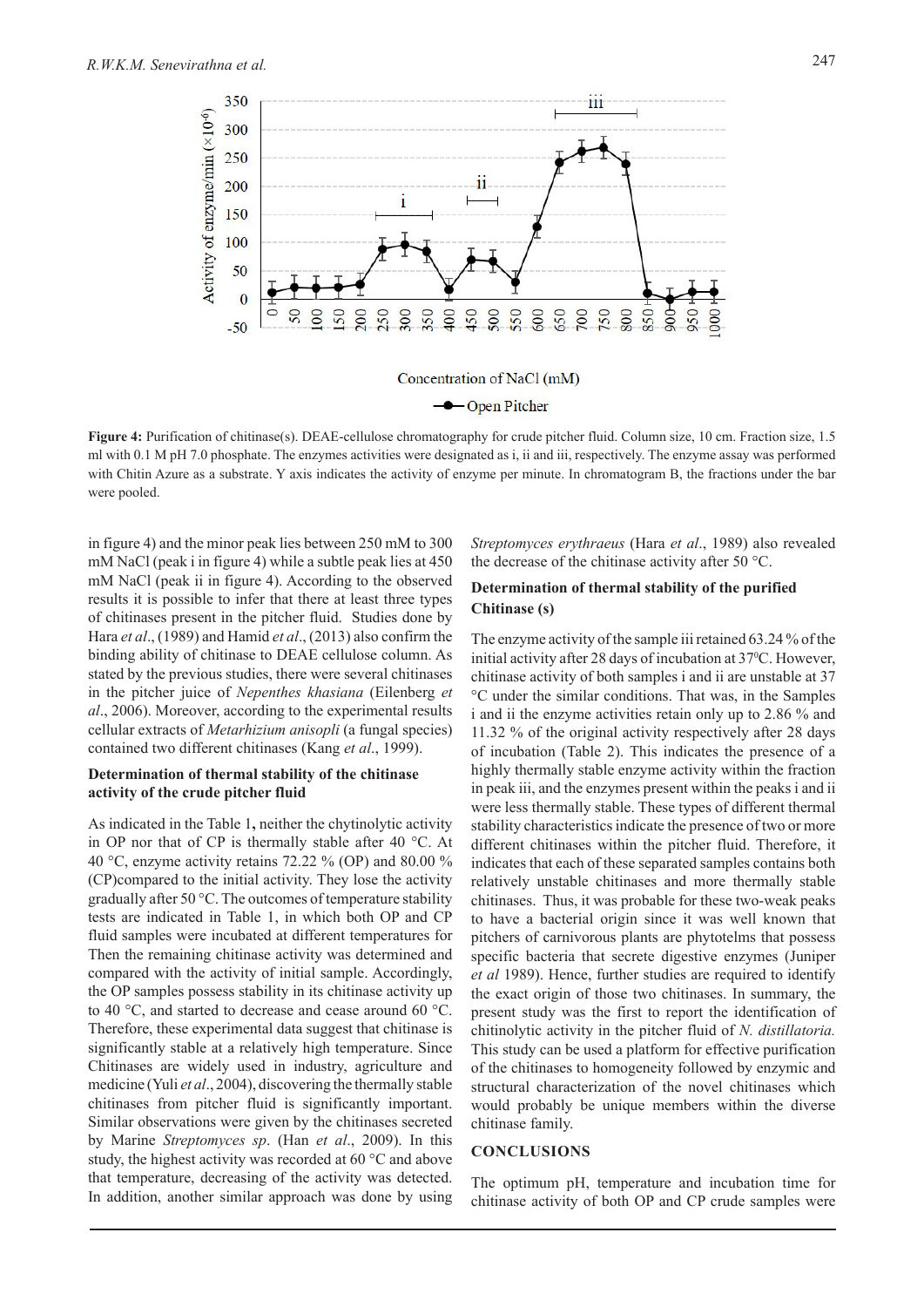**Figure 4:** Purification of chitinase(s). DEAE-cellulose chromatography for crude pitcher fluid. Column size, 10 cm. Fraction size, 1.5 ml with 0.1 M pH 7.0 phosphate. The enzymes activities were designated as i, ii and iii, respectively. The enzyme assay was performed with Chitin Azure as a substrate. Y axis indicates the activity of enzyme per minute. In chromatogram B, the fractions under the bar were pooled.

in figure 4) and the minor peak lies between 250 mM to 300 mM NaCl (peak i in figure 4) while a subtle peak lies at 450 mM NaCl (peak ii in figure 4). According to the observed results it is possible to infer that there at least three types of chitinases present in the pitcher fluid. Studies done by Hara *et al*., (1989) and Hamid *et al*., (2013) also confirm the binding ability of chitinase to DEAE cellulose column. As stated by the previous studies, there were several chitinases in the pitcher juice of *Nepenthes khasiana* (Eilenberg *et al*., 2006). Moreover, according to the experimental results cellular extracts of *Metarhizium anisopli* (a fungal species) contained two different chitinases (Kang *et al*., 1999).

### Determination of thermal stability of the chitinase activity of the crude pitcher fluid

As indicated in the Table 1**,** neither the chytinolytic activity in OP nor that of CP is thermally stable after 40 °C. At 40 °C, enzyme activity retains 72.22 % (OP) and 80.00 % (CP)compared to the initial activity. They lose the activity gradually after 50 °C. The outcomes of temperature stability tests are indicated in Table 1, in which both OP and CP fluid samples were incubated at different temperatures for Then the remaining chitinase activity was determined and compared with the activity of initial sample. Accordingly, the OP samples possess stability in its chitinase activity up to 40 °C, and started to decrease and cease around 60 °C. Therefore, these experimental data suggest that chitinase is significantly stable at a relatively high temperature. Since Chitinases are widely used in industry, agriculture and medicine (Yuli *et al*., 2004), discovering the thermally stable chitinases from pitcher fluid is significantly important. Similar observations were given by the chitinases secreted by Marine *Streptomyces sp*. (Han *et al*., 2009). In this study, the highest activity was recorded at 60 °C and above that temperature, decreasing of the activity was detected. In addition, another similar approach was done by using *Streptomyces erythraeus* (Hara *et al*., 1989) also revealed the decrease of the chitinase activity after 50 °C.

### Determination of thermal stability of the purified Chitinase (s)

The enzyme activity of the sample iii retained 63.24 % of the initial activity after 28 days of incubation at 37$^0$C. However, chitinase activity of both samples i and ii are unstable at 37 °C under the similar conditions. That was, in the Samples i and ii the enzyme activities retain only up to 2.86 % and 11.32 % of the original activity respectively after 28 days of incubation (Table 2). This indicates the presence of a highly thermally stable enzyme activity within the fraction in peak iii, and the enzymes present within the peaks i and ii were less thermally stable. These types of different thermal stability characteristics indicate the presence of two or more different chitinases within the pitcher fluid. Therefore, it indicates that each of these separated samples contains both relatively unstable chitinases and more thermally stable chitinases. Thus, it was probable for these two-weak peaks to have a bacterial origin since it was well known that pitchers of carnivorous plants are phytotelms that possess specific bacteria that secrete digestive enzymes (Juniper *et al* 1989). Hence, further studies are required to identify the exact origin of those two chitinases. In summary, the present study was the first to report the identification of chitinolytic activity in the pitcher fluid of *N. distillatoria.* This study can be used a platform for effective purification of the chitinases to homogeneity followed by enzymic and structural characterization of the novel chitinases which would probably be unique members within the diverse chitinase family.

## CONCLUSIONS

The optimum pH, temperature and incubation time for chitinase activity of both OP and CP crude samples were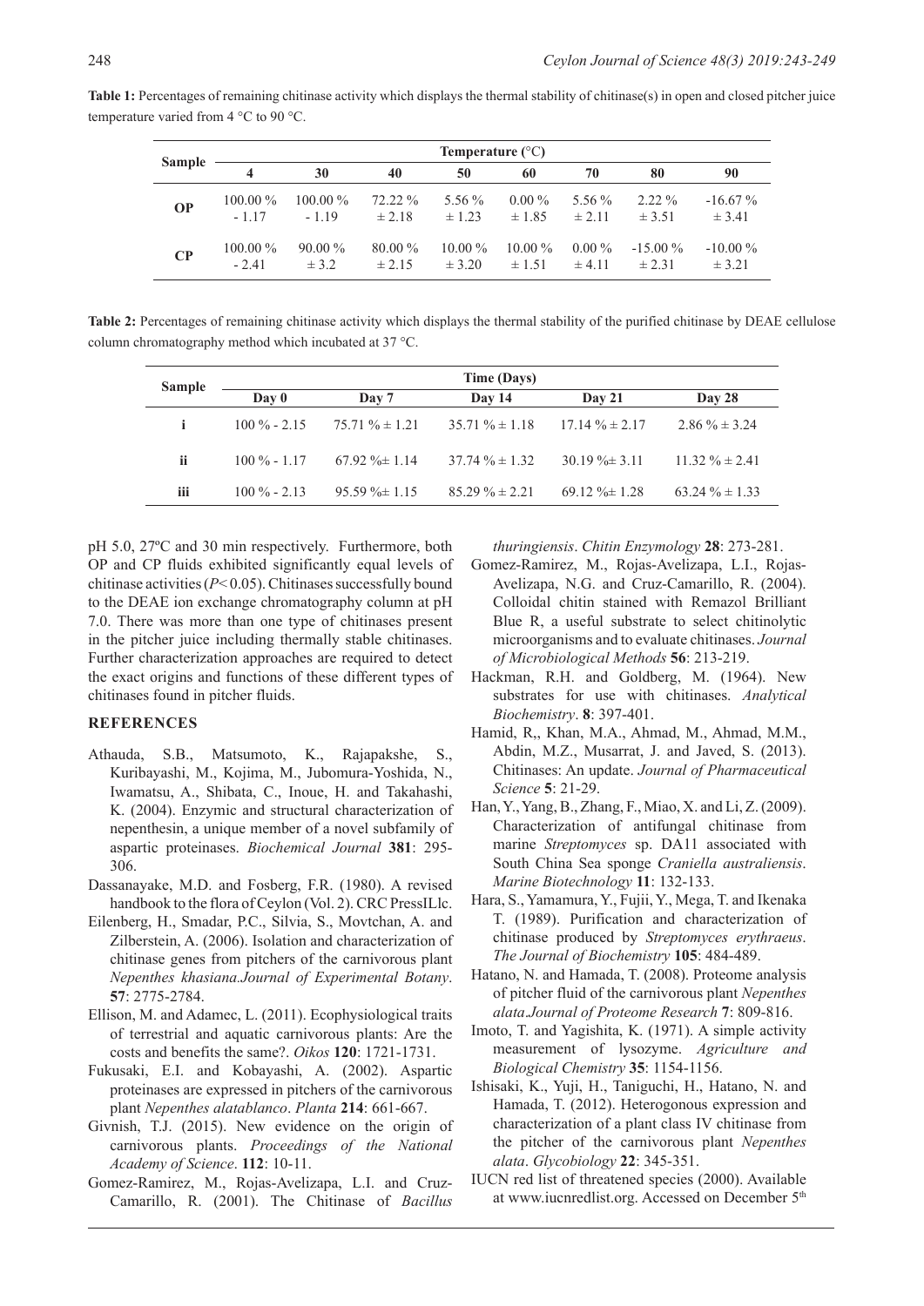**Table 1:** Percentages of remaining chitinase activity which displays the thermal stability of chitinase(s) in open and closed pitcher juice temperature varied from 4 °C to 90 °C.

| Sample | Temperature (°C) | | | | | | | |
|---|---|---|---|---|---|---|---|---|
| | 4 | 30 | 40 | 50 | 60 | 70 | 80 | 90 |
| **OP** | 100.00 % - 1.17 | 100.00 % - 1.19 | 72.22 % ± 2.18 | 5.56 % ± 1.23 | 0.00 % ± 1.85 | 5.56 % ± 2.11 | 2.22 % ± 3.51 | -16.67 % ± 3.41 |
| **CP** | 100.00 % - 2.41 | 90.00 % ± 3.2 | 80.00 % ± 2.15 | 10.00 % ± 3.20 | 10.00 % ± 1.51 | 0.00 % ± 4.11 | -15.00 % ± 2.31 | -10.00 % ± 3.21 |

**Table 2:** Percentages of remaining chitinase activity which displays the thermal stability of the purified chitinase by DEAE cellulose column chromatography method which incubated at 37 °C.

| Sample | Time (Days) | | | | |
|---|---|---|---|---|---|
| | Day 0 | Day 7 | Day 14 | Day 21 | Day 28 |
| **i** | 100 % - 2.15 | 75.71 % ± 1.21 | 35.71 % ± 1.18 | 17.14 % ± 2.17 | 2.86 % ± 3.24 |
| **ii** | 100 % - 1.17 | 67.92 %± 1.14 | 37.74 % ± 1.32 | 30.19 %± 3.11 | 11.32 % ± 2.41 |
| **iii** | 100 % - 2.13 | 95.59 %± 1.15 | 85.29 % ± 2.21 | 69.12 %± 1.28 | 63.24 % ± 1.33 |

pH 5.0, 27ºC and 30 min respectively. Furthermore, both OP and CP fluids exhibited significantly equal levels of chitinase activities ($P < 0.05$). Chitinases successfully bound to the DEAE ion exchange chromatography column at pH 7.0. There was more than one type of chitinases present in the pitcher juice including thermally stable chitinases. Further characterization approaches are required to detect the exact origins and functions of these different types of chitinases found in pitcher fluids.

## REFERENCES

Athauda, S.B., Matsumoto, K., Rajapakshe, S., Kuribayashi, M., Kojima, M., Jubomura-Yoshida, N., Iwamatsu, A., Shibata, C., Inoue, H. and Takahashi, K. (2004). Enzymic and structural characterization of nepenthesin, a unique member of a novel subfamily of aspartic proteinases. *Biochemical Journal* **381**: 295-306.

Dassanayake, M.D. and Fosberg, F.R. (1980). A revised handbook to the flora of Ceylon (Vol. 2). CRC PressILlc.

Eilenberg, H., Smadar, P.C., Silvia, S., Movtchan, A. and Zilberstein, A. (2006). Isolation and characterization of chitinase genes from pitchers of the carnivorous plant *Nepenthes khasiana*.*Journal of Experimental Botany*. **57**: 2775-2784.

Ellison, M. and Adamec, L. (2011). Ecophysiological traits of terrestrial and aquatic carnivorous plants: Are the costs and benefits the same?. *Oikos* **120**: 1721-1731.

Fukusaki, E.I. and Kobayashi, A. (2002). Aspartic proteinases are expressed in pitchers of the carnivorous plant *Nepenthes alatablanco*. *Planta* **214**: 661-667.

Givnish, T.J. (2015). New evidence on the origin of carnivorous plants. *Proceedings of the National Academy of Science*. **112**: 10-11.

Gomez-Ramirez, M., Rojas-Avelizapa, L.I. and Cruz-Camarillo, R. (2001). The Chitinase of *Bacillus thuringiensis*. *Chitin Enzymology* **28**: 273-281.

Gomez-Ramirez, M., Rojas-Avelizapa, L.I., Rojas-Avelizapa, N.G. and Cruz-Camarillo, R. (2004). Colloidal chitin stained with Remazol Brilliant Blue R, a useful substrate to select chitinolytic microorganisms and to evaluate chitinases. *Journal of Microbiological Methods* **56**: 213-219.

Hackman, R.H. and Goldberg, M. (1964). New substrates for use with chitinases. *Analytical Biochemistry*. **8**: 397-401.

Hamid, R,, Khan, M.A., Ahmad, M., Ahmad, M.M., Abdin, M.Z., Musarrat, J. and Javed, S. (2013). Chitinases: An update. *Journal of Pharmaceutical Science* **5**: 21-29.

Han, Y., Yang, B., Zhang, F., Miao, X. and Li, Z. (2009). Characterization of antifungal chitinase from marine *Streptomyces* sp. DA11 associated with South China Sea sponge *Craniella australiensis*. *Marine Biotechnology* **11**: 132-133.

Hara, S., Yamamura, Y., Fujii, Y., Mega, T. and Ikenaka T. (1989). Purification and characterization of chitinase produced by *Streptomyces erythraeus*. *The Journal of Biochemistry* **105**: 484-489.

Hatano, N. and Hamada, T. (2008). Proteome analysis of pitcher fluid of the carnivorous plant *Nepenthes alata*.*Journal of Proteome Research* **7**: 809-816.

Imoto, T. and Yagishita, K. (1971). A simple activity measurement of lysozyme. *Agriculture and Biological Chemistry* **35**: 1154-1156.

Ishisaki, K., Yuji, H., Taniguchi, H., Hatano, N. and Hamada, T. (2012). Heterogonous expression and characterization of a plant class IV chitinase from the pitcher of the carnivorous plant *Nepenthes alata*. *Glycobiology* **22**: 345-351.

IUCN red list of threatened species (2000). Available at www.iucnredlist.org. Accessed on December 5th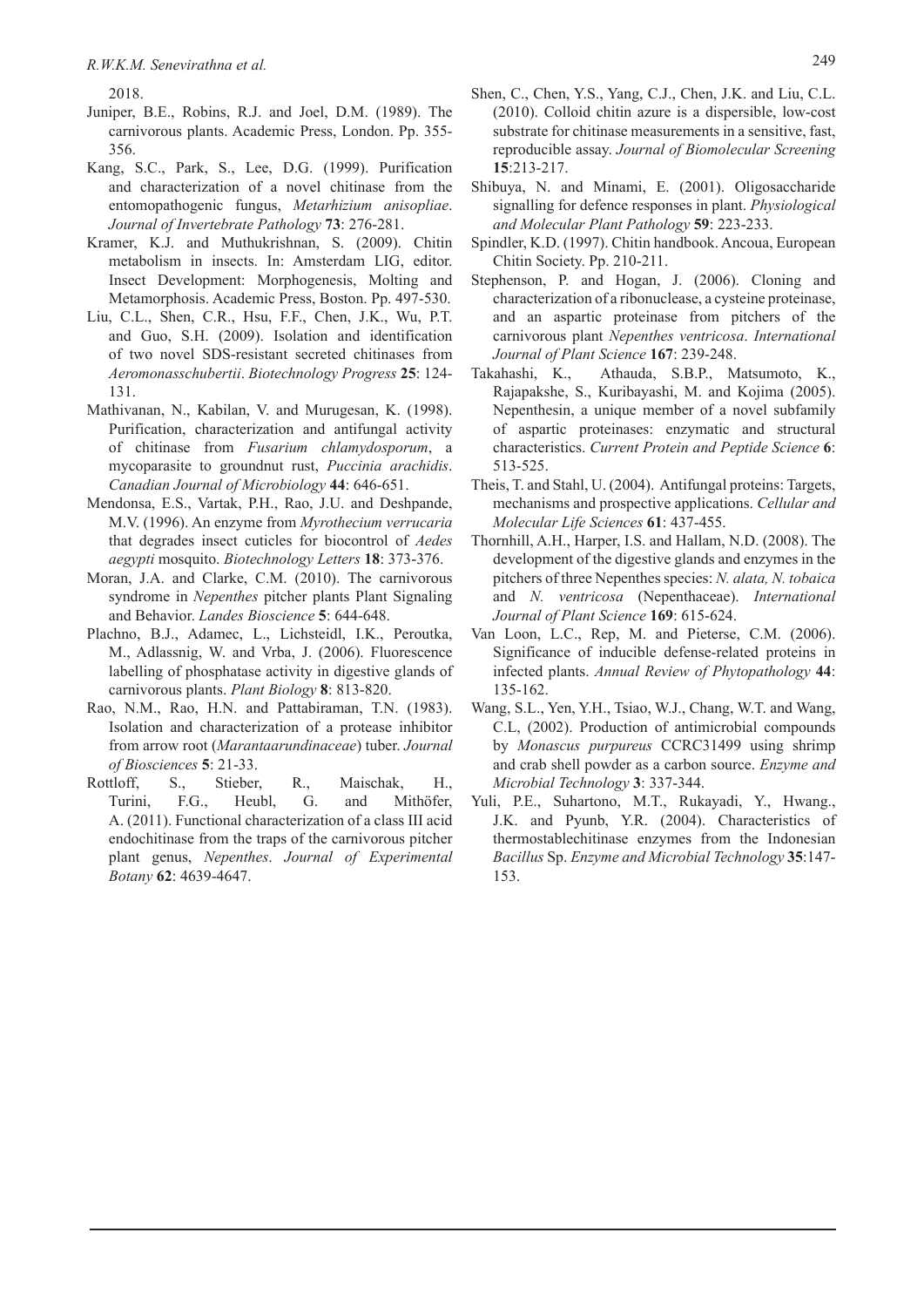2018.

Juniper, B.E., Robins, R.J. and Joel, D.M. (1989). The carnivorous plants. Academic Press, London. Pp. 355-356.

Kang, S.C., Park, S., Lee, D.G. (1999). Purification and characterization of a novel chitinase from the entomopathogenic fungus, *Metarhizium anisopliae*. *Journal of Invertebrate Pathology* **73**: 276-281.

Kramer, K.J. and Muthukrishnan, S. (2009). Chitin metabolism in insects. In: Amsterdam LIG, editor. Insect Development: Morphogenesis, Molting and Metamorphosis. Academic Press, Boston. Pp. 497-530.

Liu, C.L., Shen, C.R., Hsu, F.F., Chen, J.K., Wu, P.T. and Guo, S.H. (2009). Isolation and identification of two novel SDS-resistant secreted chitinases from *Aeromonasschubertii*. *Biotechnology Progress* **25**: 124-131.

Mathivanan, N., Kabilan, V. and Murugesan, K. (1998). Purification, characterization and antifungal activity of chitinase from *Fusarium chlamydosporum*, a mycoparasite to groundnut rust, *Puccinia arachidis*. *Canadian Journal of Microbiology* **44**: 646-651.

Mendonsa, E.S., Vartak, P.H., Rao, J.U. and Deshpande, M.V. (1996). An enzyme from *Myrothecium verrucaria* that degrades insect cuticles for biocontrol of *Aedes aegypti* mosquito. *Biotechnology Letters* **18**: 373-376.

Moran, J.A. and Clarke, C.M. (2010). The carnivorous syndrome in *Nepenthes* pitcher plants Plant Signaling and Behavior. *Landes Bioscience* **5**: 644-648.

Plachno, B.J., Adamec, L., Lichsteidl, I.K., Peroutka, M., Adlassnig, W. and Vrba, J. (2006). Fluorescence labelling of phosphatase activity in digestive glands of carnivorous plants. *Plant Biology* **8**: 813-820.

Rao, N.M., Rao, H.N. and Pattabiraman, T.N. (1983). Isolation and characterization of a protease inhibitor from arrow root (*Marantaarundinaceae*) tuber. *Journal of Biosciences* **5**: 21-33.

Rottloff, S., Stieber, R., Maischak, H., Turini, F.G., Heubl, G. and Mithöfer, A. (2011). Functional characterization of a class III acid endochitinase from the traps of the carnivorous pitcher plant genus, *Nepenthes*. *Journal of Experimental Botany* **62**: 4639-4647.

Shen, C., Chen, Y.S., Yang, C.J., Chen, J.K. and Liu, C.L. (2010). Colloid chitin azure is a dispersible, low-cost substrate for chitinase measurements in a sensitive, fast, reproducible assay. *Journal of Biomolecular Screening* **15**:213-217.

Shibuya, N. and Minami, E. (2001). Oligosaccharide signalling for defence responses in plant. *Physiological and Molecular Plant Pathology* **59**: 223-233.

Spindler, K.D. (1997). Chitin handbook. Ancoua, European Chitin Society. Pp. 210-211.

Stephenson, P. and Hogan, J. (2006). Cloning and characterization of a ribonuclease, a cysteine proteinase, and an aspartic proteinase from pitchers of the carnivorous plant *Nepenthes ventricosa*. *International Journal of Plant Science* **167**: 239-248.

Takahashi, K., Athauda, S.B.P., Matsumoto, K., Rajapakshe, S., Kuribayashi, M. and Kojima (2005). Nepenthesin, a unique member of a novel subfamily of aspartic proteinases: enzymatic and structural characteristics. *Current Protein and Peptide Science* **6**: 513-525.

Theis, T. and Stahl, U. (2004). Antifungal proteins: Targets, mechanisms and prospective applications. *Cellular and Molecular Life Sciences* **61**: 437-455.

Thornhill, A.H., Harper, I.S. and Hallam, N.D. (2008). The development of the digestive glands and enzymes in the pitchers of three Nepenthes species: *N. alata, N. tobaica* and *N. ventricosa* (Nepenthaceae). *International Journal of Plant Science* **169**: 615-624.

Van Loon, L.C., Rep, M. and Pieterse, C.M. (2006). Significance of inducible defense-related proteins in infected plants. *Annual Review of Phytopathology* **44**: 135-162.

Wang, S.L., Yen, Y.H., Tsiao, W.J., Chang, W.T. and Wang, C.L, (2002). Production of antimicrobial compounds by *Monascus purpureus* CCRC31499 using shrimp and crab shell powder as a carbon source. *Enzyme and Microbial Technology* **3**: 337-344.

Yuli, P.E., Suhartono, M.T., Rukayadi, Y., Hwang., J.K. and Pyunb, Y.R. (2004). Characteristics of thermostablechitinase enzymes from the Indonesian *Bacillus* Sp. *Enzyme and Microbial Technology* **35**:147-153.